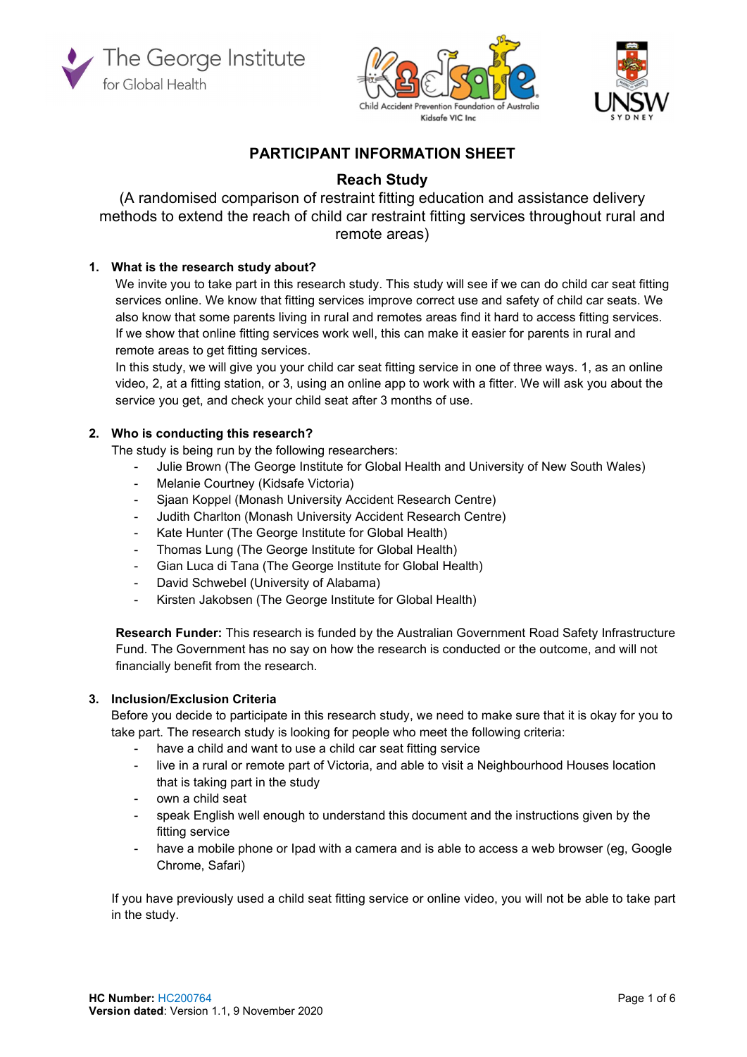# PARTICIPANT INFORMATION SHEET

## Reach Study

(A randomised comparison of restraint fitting education and assistance delivery methods to extend the reach of child car restraint fitting services throughout rural and remote areas)

### 1. What is the research study about?

We invite you to take part in this research study. This study will see if we can do child car seat fitting services online. We know that fitting services improve correct use and safety of child car seats. We also know that some parents living in rural and remotes areas find it hard to access fitting services. If we show that online fitting services work well, this can make it easier for parents in rural and remote areas to get fitting services.

In this study, we will give you your child car seat fitting service in one of three ways. 1, as an online video, 2, at a fitting station, or 3, using an online app to work with a fitter. We will ask you about the service you get, and check your child seat after 3 months of use.

### 2. Who is conducting this research?

The study is being run by the following researchers:

- Julie Brown (The George Institute for Global Health and University of New South Wales)
- Melanie Courtney (Kidsafe Victoria)
- Sjaan Koppel (Monash University Accident Research Centre)
- Judith Charlton (Monash University Accident Research Centre)
- Kate Hunter (The George Institute for Global Health)
- Thomas Lung (The George Institute for Global Health)
- Gian Luca di Tana (The George Institute for Global Health)
- David Schwebel (University of Alabama)
- Kirsten Jakobsen (The George Institute for Global Health)

**Research Funder:** This research is funded by the Australian Government Road Safety Infrastructure Fund. The Government has no say on how the research is conducted or the outcome, and will not financially benefit from the research.

### 3. Inclusion/Exclusion Criteria

Before you decide to participate in this research study, we need to make sure that it is okay for you to take part. The research study is looking for people who meet the following criteria:

- have a child and want to use a child car seat fitting service
- live in a rural or remote part of Victoria, and able to visit a Neighbourhood Houses location that is taking part in the study
- own a child seat
- speak English well enough to understand this document and the instructions given by the fitting service
- have a mobile phone or Ipad with a camera and is able to access a web browser (eg, Google Chrome, Safari)

If you have previously used a child seat fitting service or online video, you will not be able to take part in the study.

**HC Number:** HC200764
**Version dated**: Version 1.1, 9 November 2020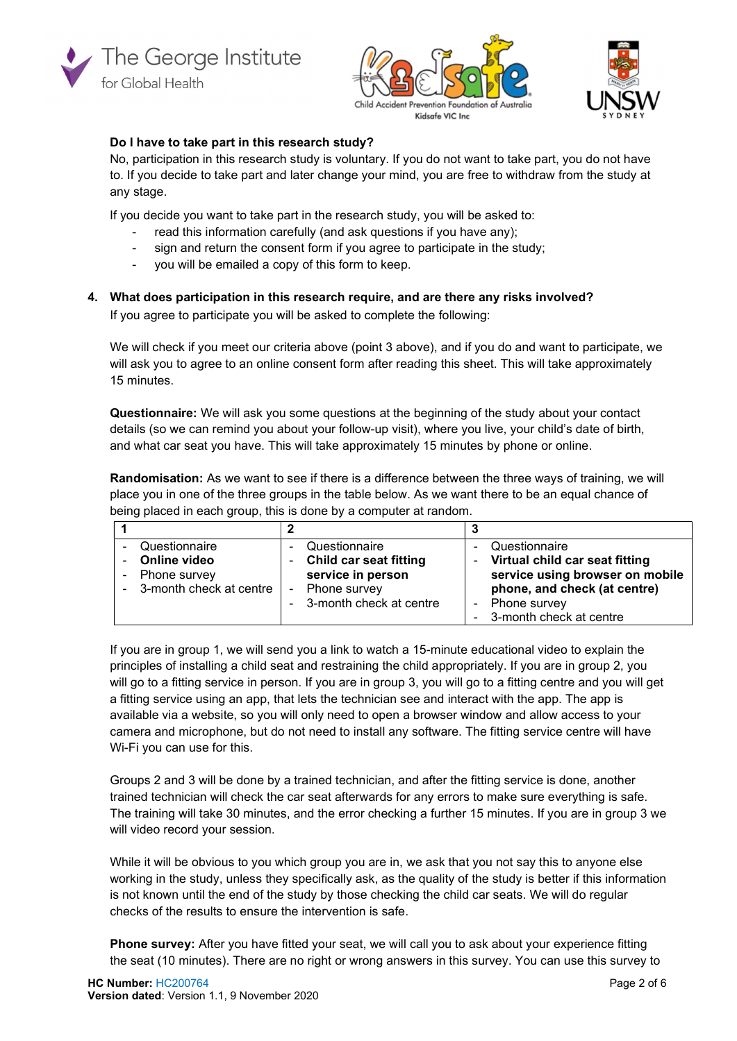**Do I have to take part in this research study?**

No, participation in this research study is voluntary. If you do not want to take part, you do not have to. If you decide to take part and later change your mind, you are free to withdraw from the study at any stage.

If you decide you want to take part in the research study, you will be asked to:

- read this information carefully (and ask questions if you have any);
- sign and return the consent form if you agree to participate in the study;
- you will be emailed a copy of this form to keep.

## 4. What does participation in this research require, and are there any risks involved?

If you agree to participate you will be asked to complete the following:

We will check if you meet our criteria above (point 3 above), and if you do and want to participate, we will ask you to agree to an online consent form after reading this sheet. This will take approximately 15 minutes.

**Questionnaire:** We will ask you some questions at the beginning of the study about your contact details (so we can remind you about your follow-up visit), where you live, your child's date of birth, and what car seat you have. This will take approximately 15 minutes by phone or online.

**Randomisation:** As we want to see if there is a difference between the three ways of training, we will place you in one of the three groups in the table below. As we want there to be an equal chance of being placed in each group, this is done by a computer at random.

| 1 | 2 | 3 |
|---|---|---|
| - Questionnaire<br>- **Online video**<br>- Phone survey<br>- 3-month check at centre | - Questionnaire<br>- **Child car seat fitting service in person**<br>- Phone survey<br>- 3-month check at centre | - Questionnaire<br>- **Virtual child car seat fitting service using browser on mobile phone, and check (at centre)**<br>- Phone survey<br>- 3-month check at centre |

If you are in group 1, we will send you a link to watch a 15-minute educational video to explain the principles of installing a child seat and restraining the child appropriately. If you are in group 2, you will go to a fitting service in person. If you are in group 3, you will go to a fitting centre and you will get a fitting service using an app, that lets the technician see and interact with the app. The app is available via a website, so you will only need to open a browser window and allow access to your camera and microphone, but do not need to install any software. The fitting service centre will have Wi-Fi you can use for this.

Groups 2 and 3 will be done by a trained technician, and after the fitting service is done, another trained technician will check the car seat afterwards for any errors to make sure everything is safe. The training will take 30 minutes, and the error checking a further 15 minutes. If you are in group 3 we will video record your session.

While it will be obvious to you which group you are in, we ask that you not say this to anyone else working in the study, unless they specifically ask, as the quality of the study is better if this information is not known until the end of the study by those checking the child car seats. We will do regular checks of the results to ensure the intervention is safe.

**Phone survey:** After you have fitted your seat, we will call you to ask about your experience fitting the seat (10 minutes). There are no right or wrong answers in this survey. You can use this survey to

**HC Number:** HC200764
**Version dated**: Version 1.1, 9 November 2020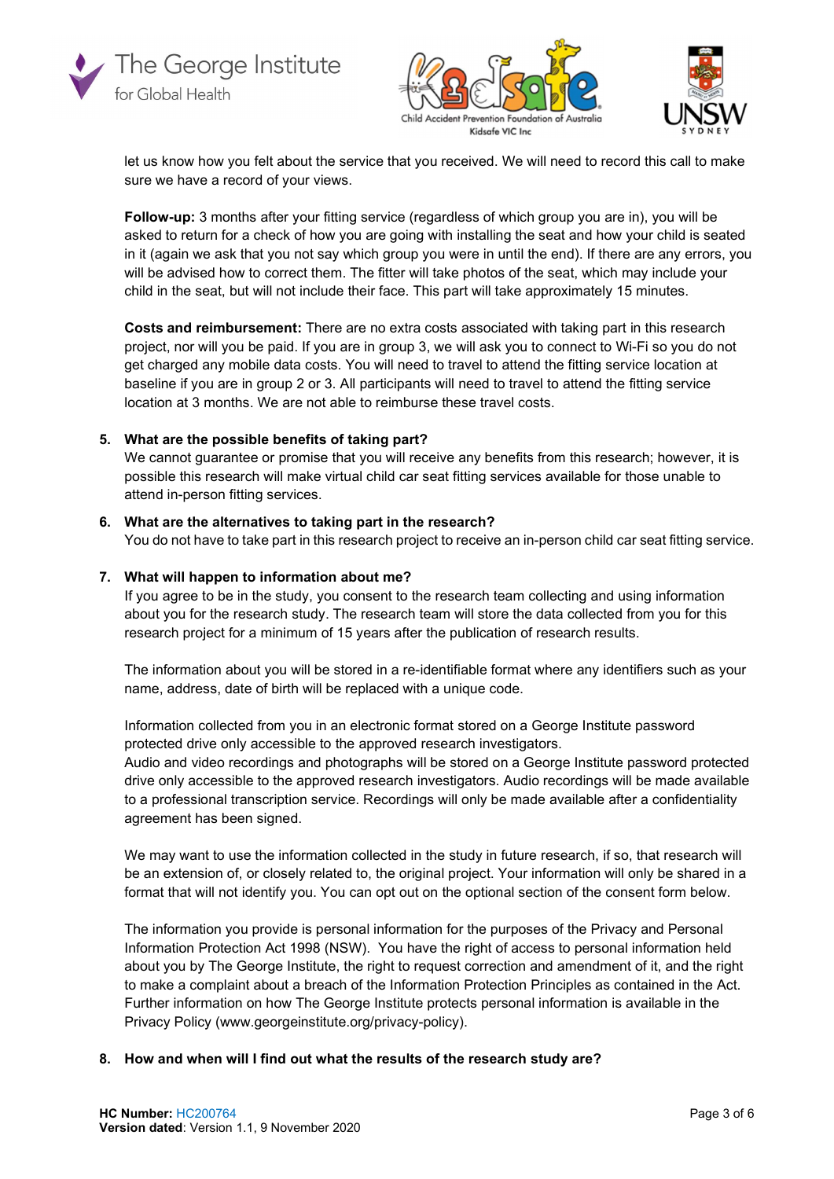let us know how you felt about the service that you received. We will need to record this call to make sure we have a record of your views.

**Follow-up:** 3 months after your fitting service (regardless of which group you are in), you will be asked to return for a check of how you are going with installing the seat and how your child is seated in it (again we ask that you not say which group you were in until the end). If there are any errors, you will be advised how to correct them. The fitter will take photos of the seat, which may include your child in the seat, but will not include their face. This part will take approximately 15 minutes.

**Costs and reimbursement:** There are no extra costs associated with taking part in this research project, nor will you be paid. If you are in group 3, we will ask you to connect to Wi-Fi so you do not get charged any mobile data costs. You will need to travel to attend the fitting service location at baseline if you are in group 2 or 3. All participants will need to travel to attend the fitting service location at 3 months. We are not able to reimburse these travel costs.

5. **What are the possible benefits of taking part?**
We cannot guarantee or promise that you will receive any benefits from this research; however, it is possible this research will make virtual child car seat fitting services available for those unable to attend in-person fitting services.

6. **What are the alternatives to taking part in the research?**
You do not have to take part in this research project to receive an in-person child car seat fitting service.

7. **What will happen to information about me?**
If you agree to be in the study, you consent to the research team collecting and using information about you for the research study. The research team will store the data collected from you for this research project for a minimum of 15 years after the publication of research results.

The information about you will be stored in a re-identifiable format where any identifiers such as your name, address, date of birth will be replaced with a unique code.

Information collected from you in an electronic format stored on a George Institute password protected drive only accessible to the approved research investigators.
Audio and video recordings and photographs will be stored on a George Institute password protected drive only accessible to the approved research investigators. Audio recordings will be made available to a professional transcription service. Recordings will only be made available after a confidentiality agreement has been signed.

We may want to use the information collected in the study in future research, if so, that research will be an extension of, or closely related to, the original project. Your information will only be shared in a format that will not identify you. You can opt out on the optional section of the consent form below.

The information you provide is personal information for the purposes of the Privacy and Personal Information Protection Act 1998 (NSW). You have the right of access to personal information held about you by The George Institute, the right to request correction and amendment of it, and the right to make a complaint about a breach of the Information Protection Principles as contained in the Act. Further information on how The George Institute protects personal information is available in the Privacy Policy (www.georgeinstitute.org/privacy-policy).

8. **How and when will I find out what the results of the research study are?**

**HC Number:** HC200764
**Version dated**: Version 1.1, 9 November 2020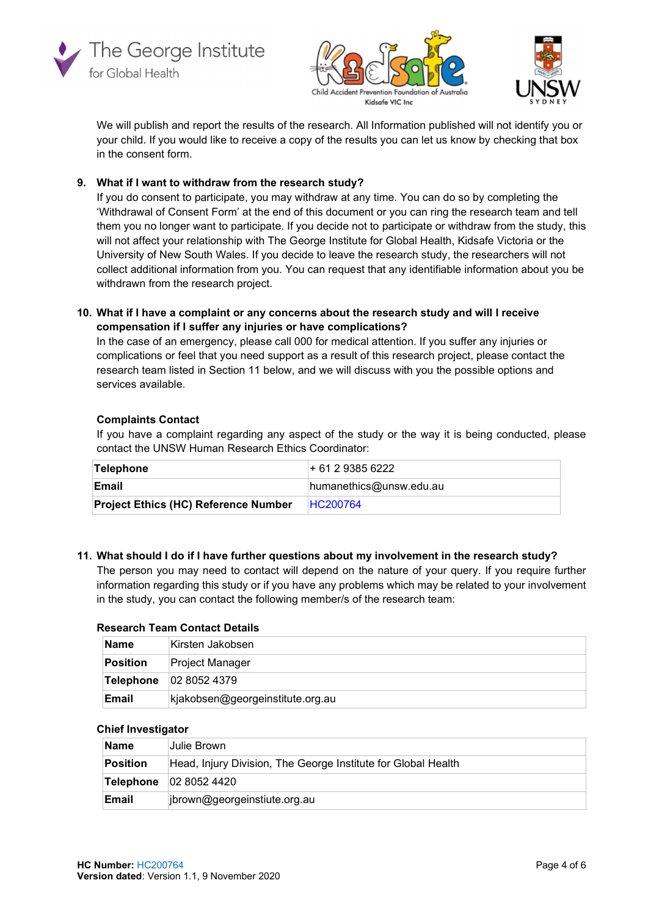We will publish and report the results of the research. All Information published will not identify you or your child. If you would like to receive a copy of the results you can let us know by checking that box in the consent form.

**9. What if I want to withdraw from the research study?**

If you do consent to participate, you may withdraw at any time. You can do so by completing the 'Withdrawal of Consent Form' at the end of this document or you can ring the research team and tell them you no longer want to participate. If you decide not to participate or withdraw from the study, this will not affect your relationship with The George Institute for Global Health, Kidsafe Victoria or the University of New South Wales. If you decide to leave the research study, the researchers will not collect additional information from you. You can request that any identifiable information about you be withdrawn from the research project.

**10. What if I have a complaint or any concerns about the research study and will I receive compensation if I suffer any injuries or have complications?**

In the case of an emergency, please call 000 for medical attention. If you suffer any injuries or complications or feel that you need support as a result of this research project, please contact the research team listed in Section 11 below, and we will discuss with you the possible options and services available.

**Complaints Contact**

If you have a complaint regarding any aspect of the study or the way it is being conducted, please contact the UNSW Human Research Ethics Coordinator:

| **Telephone** | + 61 2 9385 6222 |
|---|---|
| **Email** | humanethics@unsw.edu.au |
| **Project Ethics (HC) Reference Number** | HC200764 |

**11. What should I do if I have further questions about my involvement in the research study?**

The person you may need to contact will depend on the nature of your query. If you require further information regarding this study or if you have any problems which may be related to your involvement in the study, you can contact the following member/s of the research team:

**Research Team Contact Details**

| **Name** | Kirsten Jakobsen |
|---|---|
| **Position** | Project Manager |
| **Telephone** | 02 8052 4379 |
| **Email** | kjakobsen@georgeinstitute.org.au |

**Chief Investigator**

| **Name** | Julie Brown |
|---|---|
| **Position** | Head, Injury Division, The George Institute for Global Health |
| **Telephone** | 02 8052 4420 |
| **Email** | jbrown@georgeinstiute.org.au |

**HC Number:** HC200764
**Version dated**: Version 1.1, 9 November 2020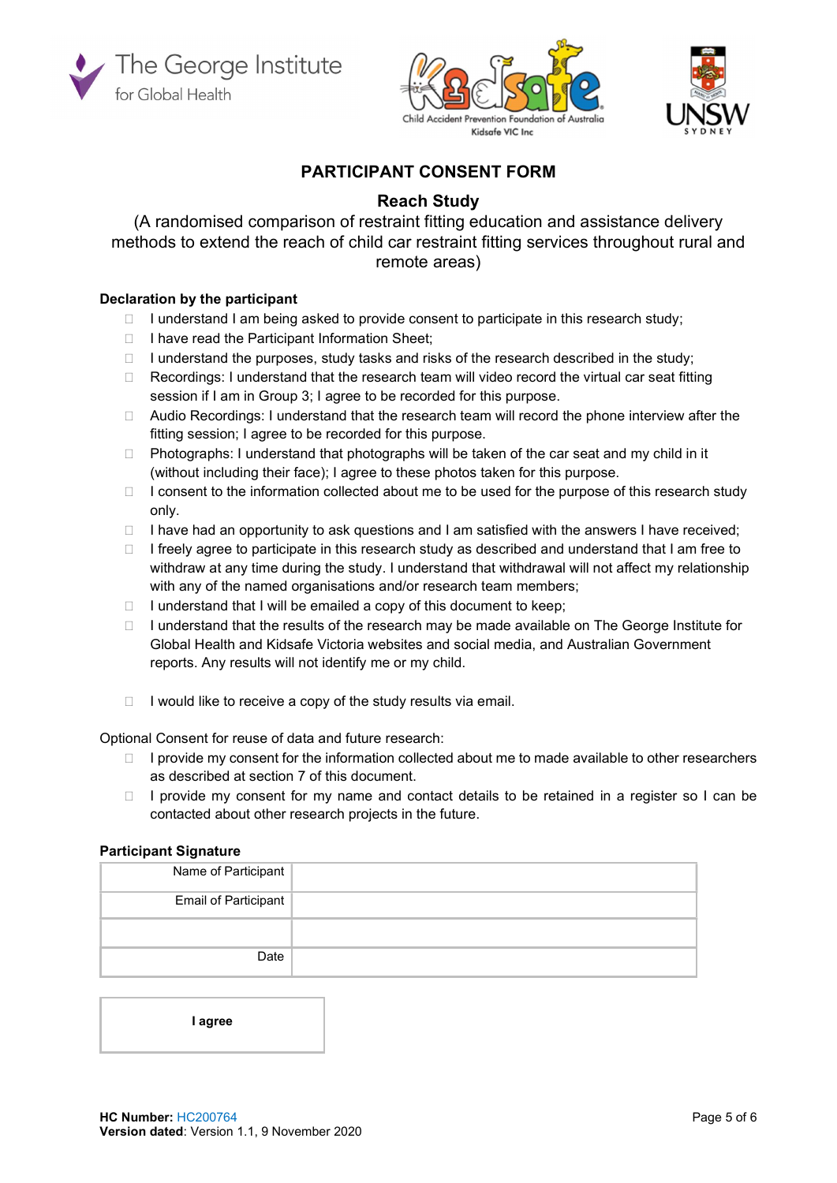# PARTICIPANT CONSENT FORM

## Reach Study

(A randomised comparison of restraint fitting education and assistance delivery methods to extend the reach of child car restraint fitting services throughout rural and remote areas)

**Declaration by the participant**

- ☐ I understand I am being asked to provide consent to participate in this research study;
- ☐ I have read the Participant Information Sheet;
- ☐ I understand the purposes, study tasks and risks of the research described in the study;
- ☐ Recordings: I understand that the research team will video record the virtual car seat fitting session if I am in Group 3; I agree to be recorded for this purpose.
- ☐ Audio Recordings: I understand that the research team will record the phone interview after the fitting session; I agree to be recorded for this purpose.
- ☐ Photographs: I understand that photographs will be taken of the car seat and my child in it (without including their face); I agree to these photos taken for this purpose.
- ☐ I consent to the information collected about me to be used for the purpose of this research study only.
- ☐ I have had an opportunity to ask questions and I am satisfied with the answers I have received;
- ☐ I freely agree to participate in this research study as described and understand that I am free to withdraw at any time during the study. I understand that withdrawal will not affect my relationship with any of the named organisations and/or research team members;
- ☐ I understand that I will be emailed a copy of this document to keep;
- ☐ I understand that the results of the research may be made available on The George Institute for Global Health and Kidsafe Victoria websites and social media, and Australian Government reports. Any results will not identify me or my child.

- ☐ I would like to receive a copy of the study results via email.

Optional Consent for reuse of data and future research:

- ☐ I provide my consent for the information collected about me to made available to other researchers as described at section 7 of this document.
- ☐ I provide my consent for my name and contact details to be retained in a register so I can be contacted about other research projects in the future.

**Participant Signature**

| | |
|---|---|
| Name of Participant | |
| Email of Participant | |
| | |
| Date | |

| **I agree** |
|---|

**HC Number:** HC200764
**Version dated**: Version 1.1, 9 November 2020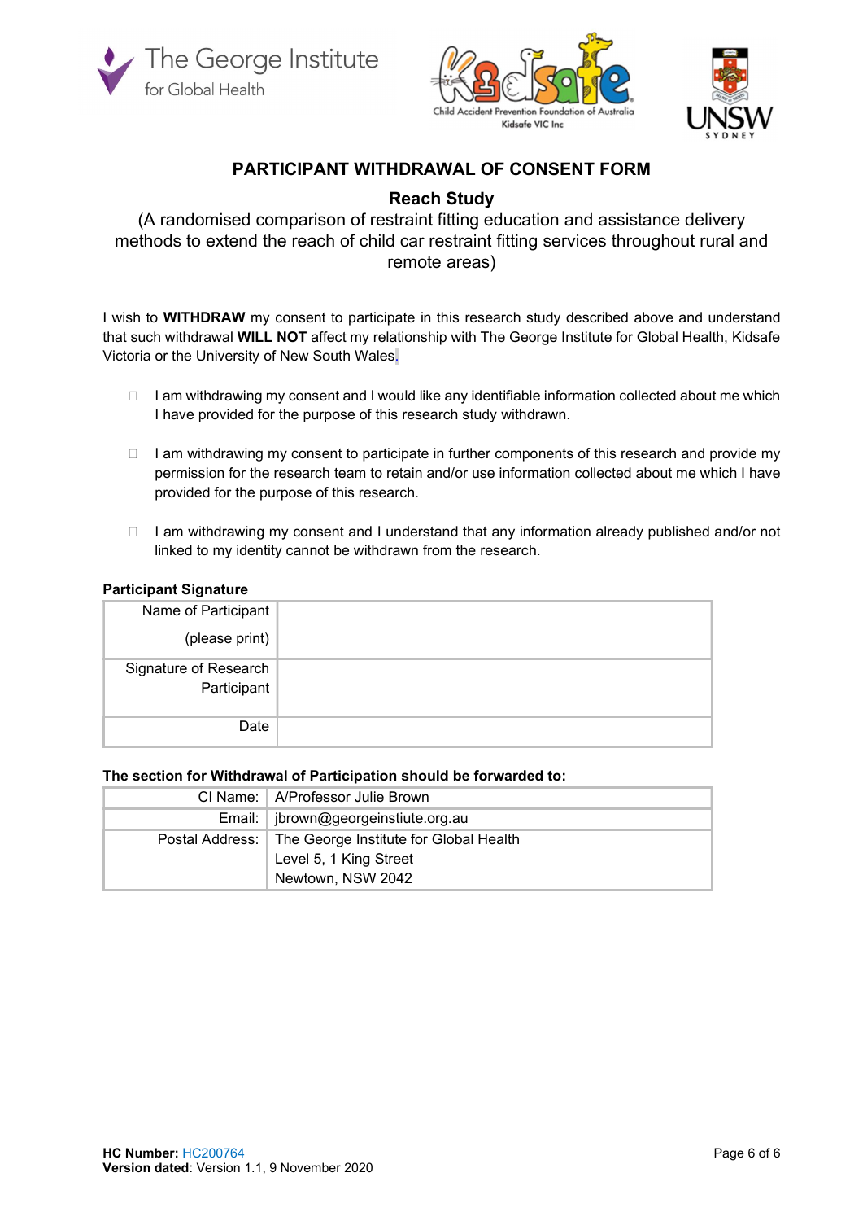# PARTICIPANT WITHDRAWAL OF CONSENT FORM

## Reach Study

(A randomised comparison of restraint fitting education and assistance delivery methods to extend the reach of child car restraint fitting services throughout rural and remote areas)

I wish to **WITHDRAW** my consent to participate in this research study described above and understand that such withdrawal **WILL NOT** affect my relationship with The George Institute for Global Health, Kidsafe Victoria or the University of New South Wales.

- ☐ I am withdrawing my consent and I would like any identifiable information collected about me which I have provided for the purpose of this research study withdrawn.
- ☐ I am withdrawing my consent to participate in further components of this research and provide my permission for the research team to retain and/or use information collected about me which I have provided for the purpose of this research.
- ☐ I am withdrawing my consent and I understand that any information already published and/or not linked to my identity cannot be withdrawn from the research.

**Participant Signature**

| | |
|---|---|
| Name of Participant (please print) | |
| Signature of Research Participant | |
| Date | |

**The section for Withdrawal of Participation should be forwarded to:**

| | |
|---|---|
| CI Name: | A/Professor Julie Brown |
| Email: | jbrown@georgeinstiute.org.au |
| Postal Address: | The George Institute for Global Health<br>Level 5, 1 King Street<br>Newtown, NSW 2042 |

**HC Number:** HC200764
**Version dated**: Version 1.1, 9 November 2020